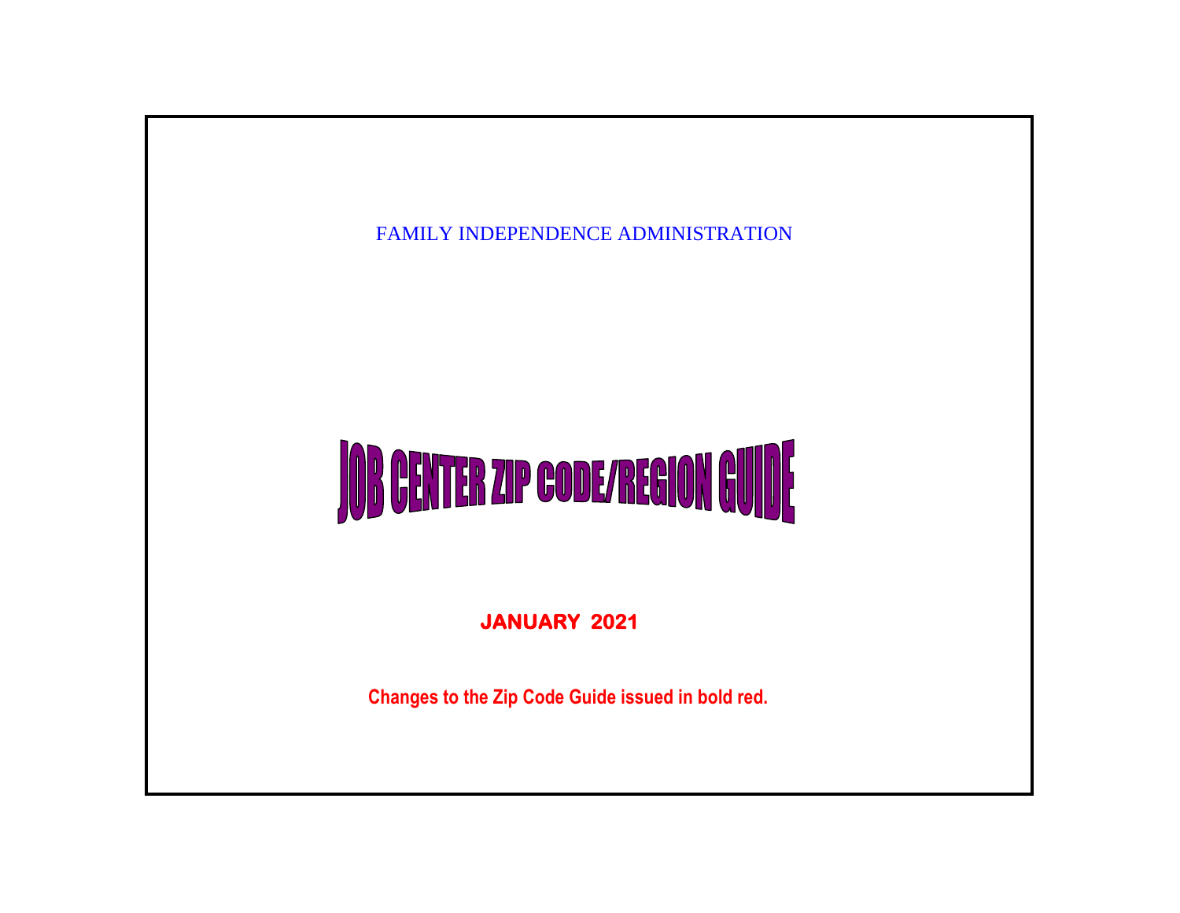FAMILY INDEPENDENCE ADMINISTRATION

# JOB CENTER ZIP CODE/REGION GUIDE

**JANUARY 2021**

**Changes to the Zip Code Guide issued in bold red.**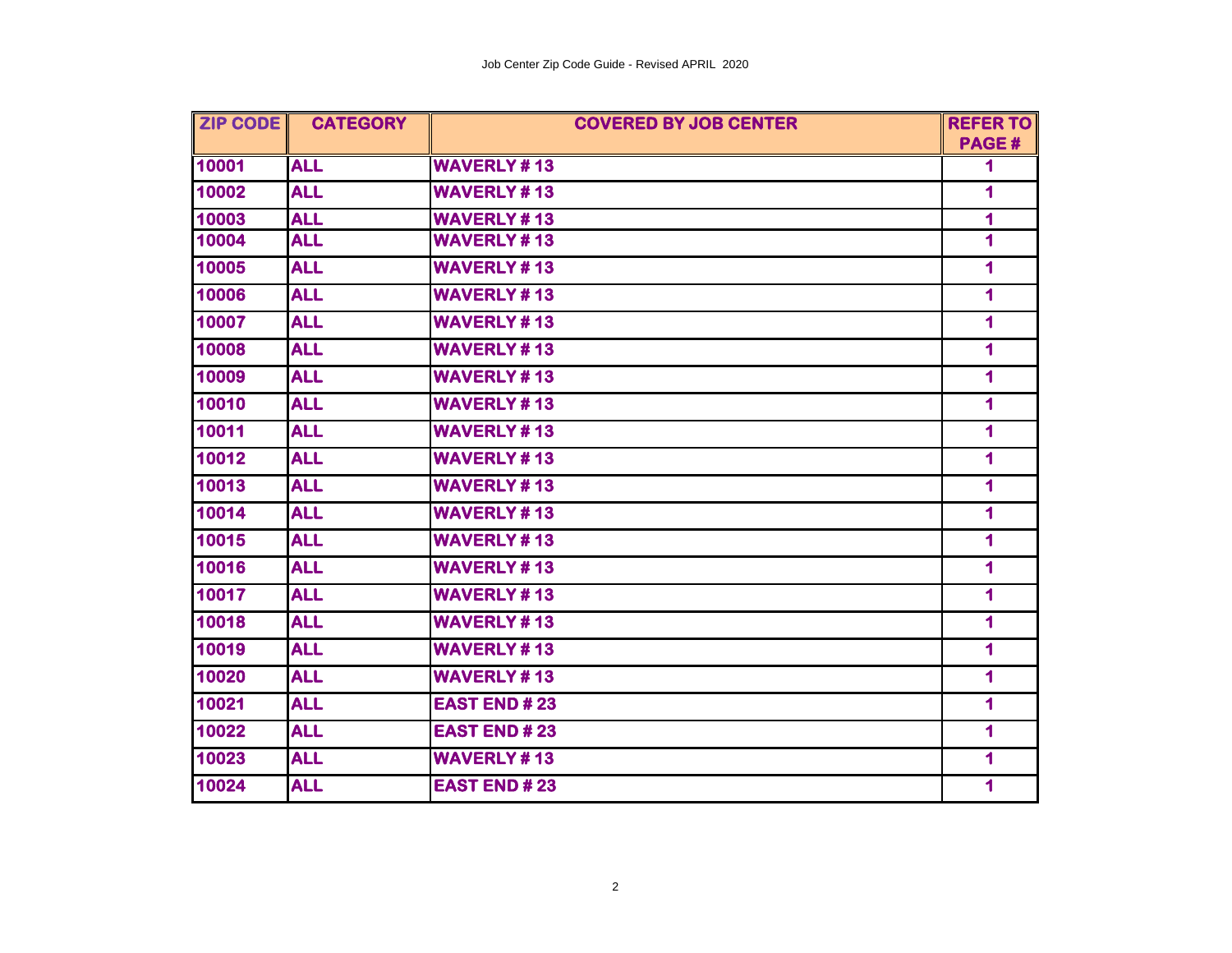| ZIP CODE | CATEGORY | COVERED BY JOB CENTER | REFER TO PAGE # |
| --- | --- | --- | --- |
| 10001 | ALL | WAVERLY # 13 | 1 |
| 10002 | ALL | WAVERLY # 13 | 1 |
| 10003 | ALL | WAVERLY # 13 | 1 |
| 10004 | ALL | WAVERLY # 13 | 1 |
| 10005 | ALL | WAVERLY # 13 | 1 |
| 10006 | ALL | WAVERLY # 13 | 1 |
| 10007 | ALL | WAVERLY # 13 | 1 |
| 10008 | ALL | WAVERLY # 13 | 1 |
| 10009 | ALL | WAVERLY # 13 | 1 |
| 10010 | ALL | WAVERLY # 13 | 1 |
| 10011 | ALL | WAVERLY # 13 | 1 |
| 10012 | ALL | WAVERLY # 13 | 1 |
| 10013 | ALL | WAVERLY # 13 | 1 |
| 10014 | ALL | WAVERLY # 13 | 1 |
| 10015 | ALL | WAVERLY # 13 | 1 |
| 10016 | ALL | WAVERLY # 13 | 1 |
| 10017 | ALL | WAVERLY # 13 | 1 |
| 10018 | ALL | WAVERLY # 13 | 1 |
| 10019 | ALL | WAVERLY # 13 | 1 |
| 10020 | ALL | WAVERLY # 13 | 1 |
| 10021 | ALL | EAST END # 23 | 1 |
| 10022 | ALL | EAST END # 23 | 1 |
| 10023 | ALL | WAVERLY # 13 | 1 |
| 10024 | ALL | EAST END # 23 | 1 |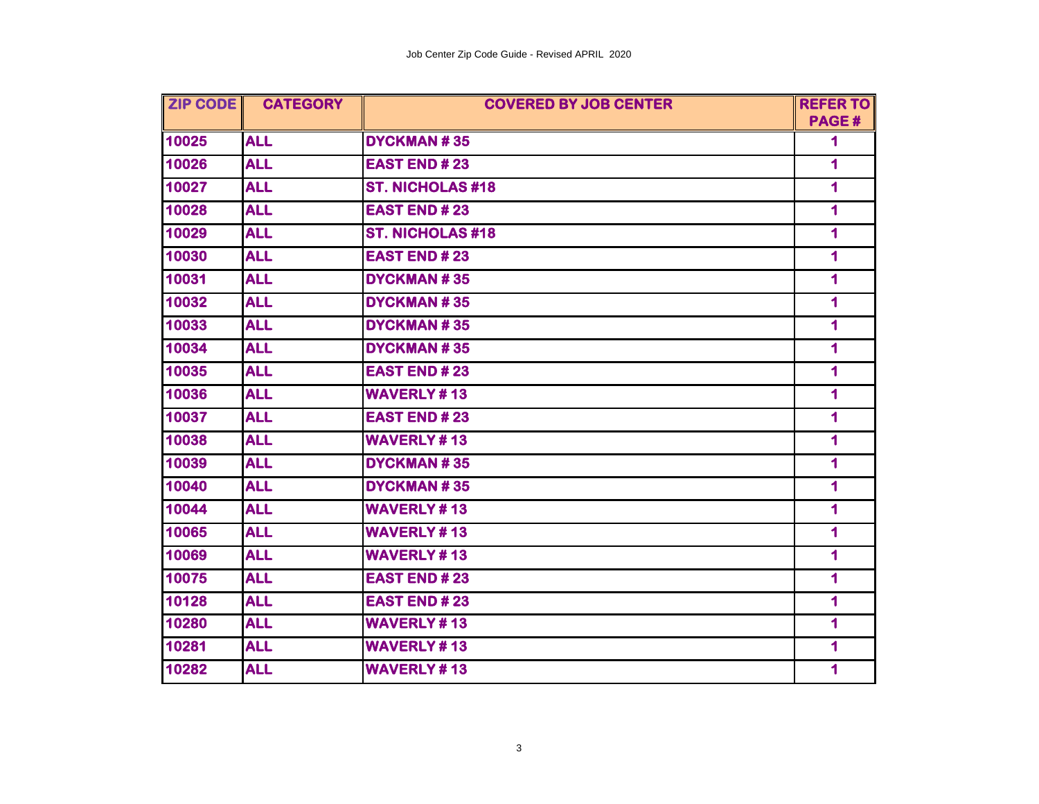| ZIP CODE | CATEGORY | COVERED BY JOB CENTER | REFER TO PAGE # |
|---|---|---|---|
| 10025 | ALL | DYCKMAN # 35 | 1 |
| 10026 | ALL | EAST END # 23 | 1 |
| 10027 | ALL | ST. NICHOLAS #18 | 1 |
| 10028 | ALL | EAST END # 23 | 1 |
| 10029 | ALL | ST. NICHOLAS #18 | 1 |
| 10030 | ALL | EAST END # 23 | 1 |
| 10031 | ALL | DYCKMAN # 35 | 1 |
| 10032 | ALL | DYCKMAN # 35 | 1 |
| 10033 | ALL | DYCKMAN # 35 | 1 |
| 10034 | ALL | DYCKMAN # 35 | 1 |
| 10035 | ALL | EAST END # 23 | 1 |
| 10036 | ALL | WAVERLY # 13 | 1 |
| 10037 | ALL | EAST END # 23 | 1 |
| 10038 | ALL | WAVERLY # 13 | 1 |
| 10039 | ALL | DYCKMAN # 35 | 1 |
| 10040 | ALL | DYCKMAN # 35 | 1 |
| 10044 | ALL | WAVERLY # 13 | 1 |
| 10065 | ALL | WAVERLY # 13 | 1 |
| 10069 | ALL | WAVERLY # 13 | 1 |
| 10075 | ALL | EAST END # 23 | 1 |
| 10128 | ALL | EAST END # 23 | 1 |
| 10280 | ALL | WAVERLY # 13 | 1 |
| 10281 | ALL | WAVERLY # 13 | 1 |
| 10282 | ALL | WAVERLY # 13 | 1 |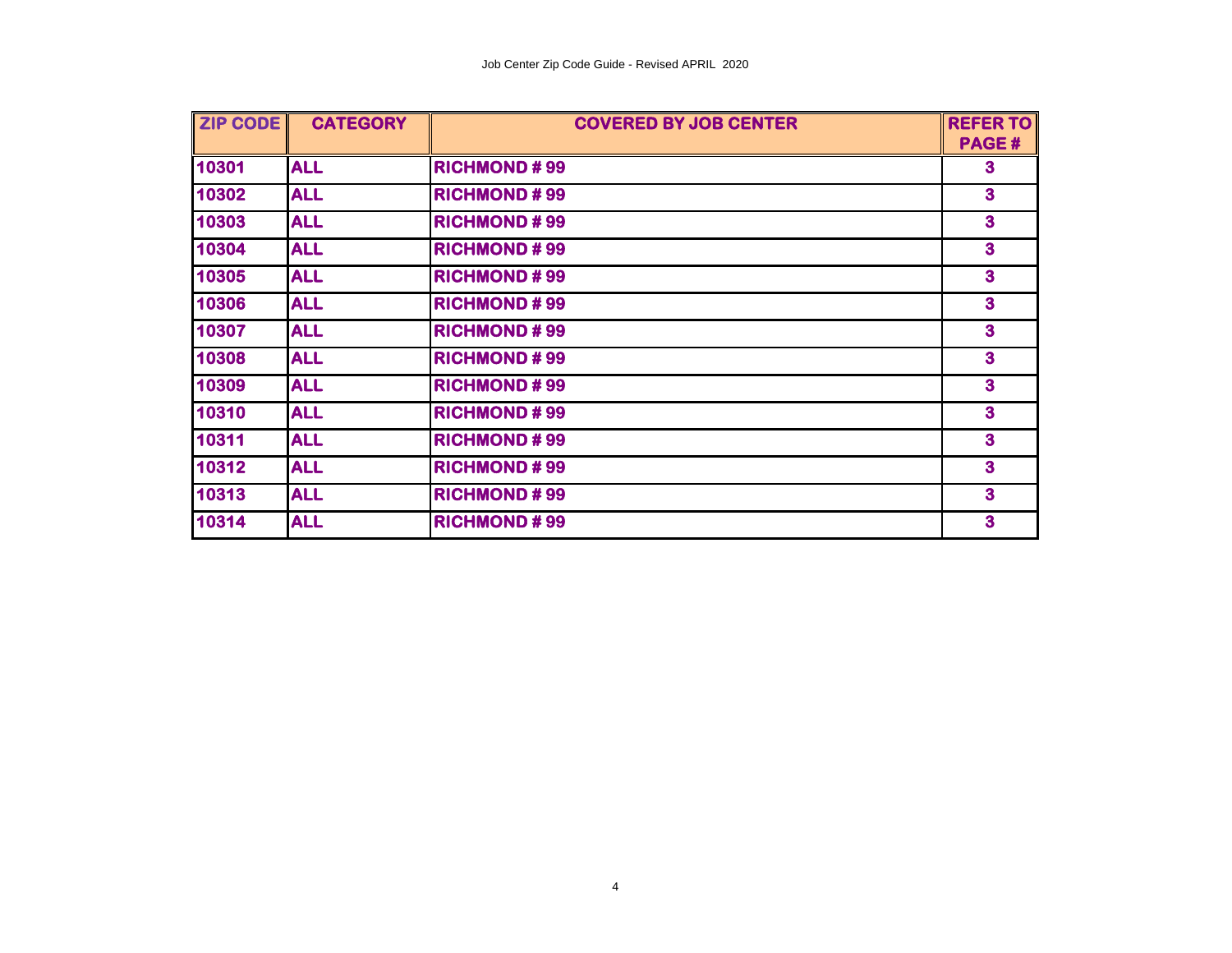| ZIP CODE | CATEGORY | COVERED BY JOB CENTER | REFER TO PAGE # |
|---|---|---|---|
| 10301 | ALL | RICHMOND # 99 | 3 |
| 10302 | ALL | RICHMOND # 99 | 3 |
| 10303 | ALL | RICHMOND # 99 | 3 |
| 10304 | ALL | RICHMOND # 99 | 3 |
| 10305 | ALL | RICHMOND # 99 | 3 |
| 10306 | ALL | RICHMOND # 99 | 3 |
| 10307 | ALL | RICHMOND # 99 | 3 |
| 10308 | ALL | RICHMOND # 99 | 3 |
| 10309 | ALL | RICHMOND # 99 | 3 |
| 10310 | ALL | RICHMOND # 99 | 3 |
| 10311 | ALL | RICHMOND # 99 | 3 |
| 10312 | ALL | RICHMOND # 99 | 3 |
| 10313 | ALL | RICHMOND # 99 | 3 |
| 10314 | ALL | RICHMOND # 99 | 3 |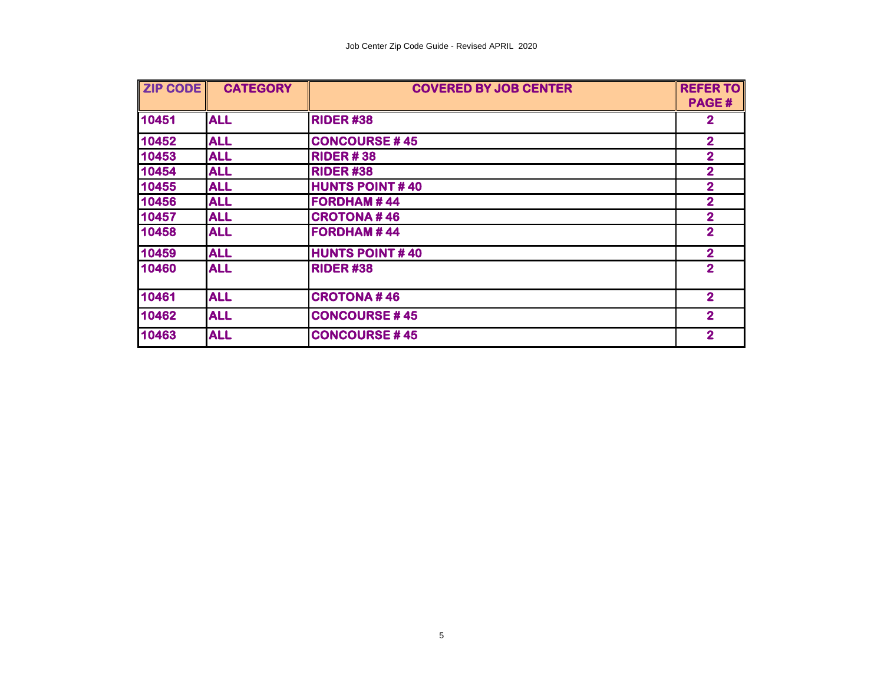| ZIP CODE | CATEGORY | COVERED BY JOB CENTER | REFER TO PAGE # |
|---|---|---|---|
| 10451 | ALL | RIDER #38 | 2 |
| 10452 | ALL | CONCOURSE # 45 | 2 |
| 10453 | ALL | RIDER # 38 | 2 |
| 10454 | ALL | RIDER #38 | 2 |
| 10455 | ALL | HUNTS POINT # 40 | 2 |
| 10456 | ALL | FORDHAM # 44 | 2 |
| 10457 | ALL | CROTONA # 46 | 2 |
| 10458 | ALL | FORDHAM # 44 | 2 |
| 10459 | ALL | HUNTS POINT # 40 | 2 |
| 10460 | ALL | RIDER #38 | 2 |
| 10461 | ALL | CROTONA # 46 | 2 |
| 10462 | ALL | CONCOURSE # 45 | 2 |
| 10463 | ALL | CONCOURSE # 45 | 2 |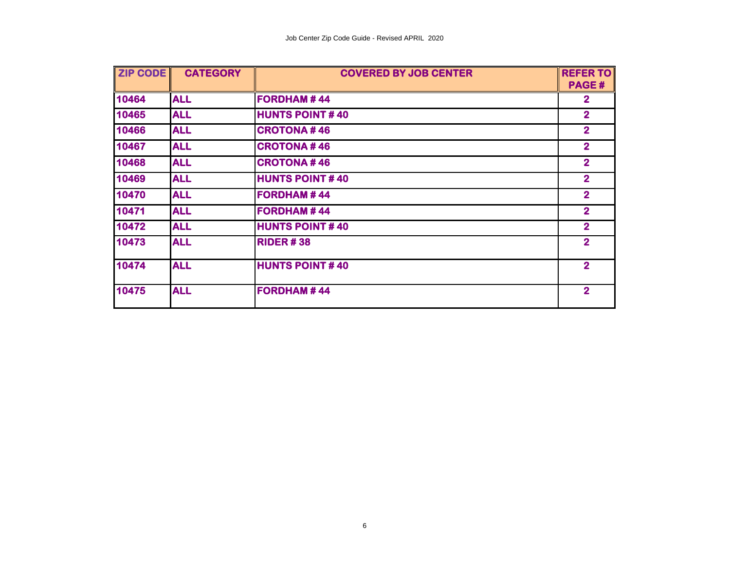| ZIP CODE | CATEGORY | COVERED BY JOB CENTER | REFER TO PAGE # |
|---|---|---|---|
| 10464 | ALL | FORDHAM # 44 | 2 |
| 10465 | ALL | HUNTS POINT # 40 | 2 |
| 10466 | ALL | CROTONA # 46 | 2 |
| 10467 | ALL | CROTONA # 46 | 2 |
| 10468 | ALL | CROTONA # 46 | 2 |
| 10469 | ALL | HUNTS POINT # 40 | 2 |
| 10470 | ALL | FORDHAM # 44 | 2 |
| 10471 | ALL | FORDHAM # 44 | 2 |
| 10472 | ALL | HUNTS POINT # 40 | 2 |
| 10473 | ALL | RIDER # 38 | 2 |
| 10474 | ALL | HUNTS POINT # 40 | 2 |
| 10475 | ALL | FORDHAM # 44 | 2 |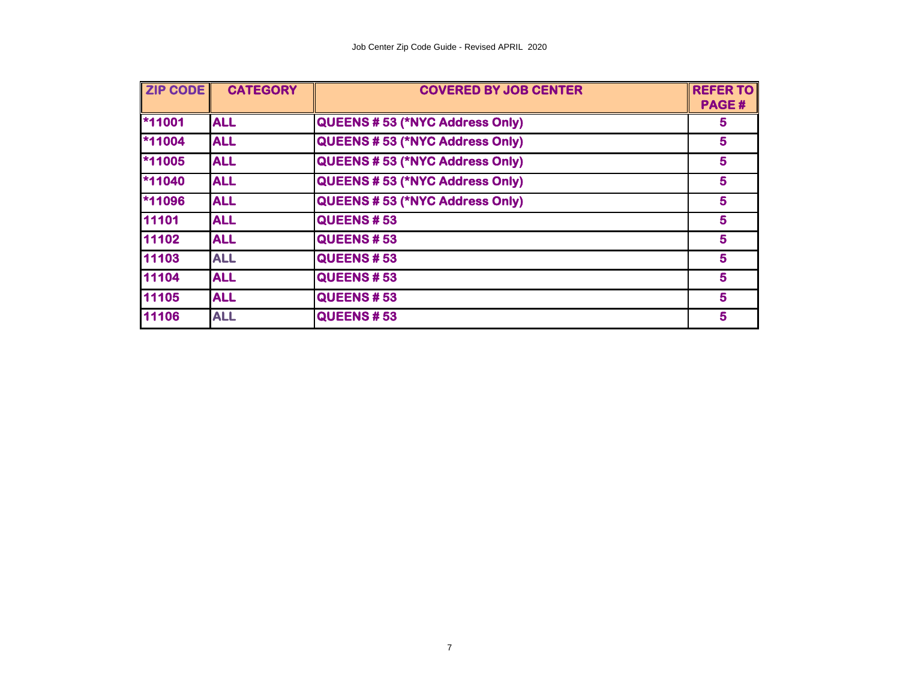| ZIP CODE | CATEGORY | COVERED BY JOB CENTER | REFER TO PAGE # |
|---|---|---|---|
| *11001 | ALL | QUEENS # 53 (*NYC Address Only) | 5 |
| *11004 | ALL | QUEENS # 53 (*NYC Address Only) | 5 |
| *11005 | ALL | QUEENS # 53 (*NYC Address Only) | 5 |
| *11040 | ALL | QUEENS # 53 (*NYC Address Only) | 5 |
| *11096 | ALL | QUEENS # 53 (*NYC Address Only) | 5 |
| 11101 | ALL | QUEENS # 53 | 5 |
| 11102 | ALL | QUEENS # 53 | 5 |
| 11103 | ALL | QUEENS # 53 | 5 |
| 11104 | ALL | QUEENS # 53 | 5 |
| 11105 | ALL | QUEENS # 53 | 5 |
| 11106 | ALL | QUEENS # 53 | 5 |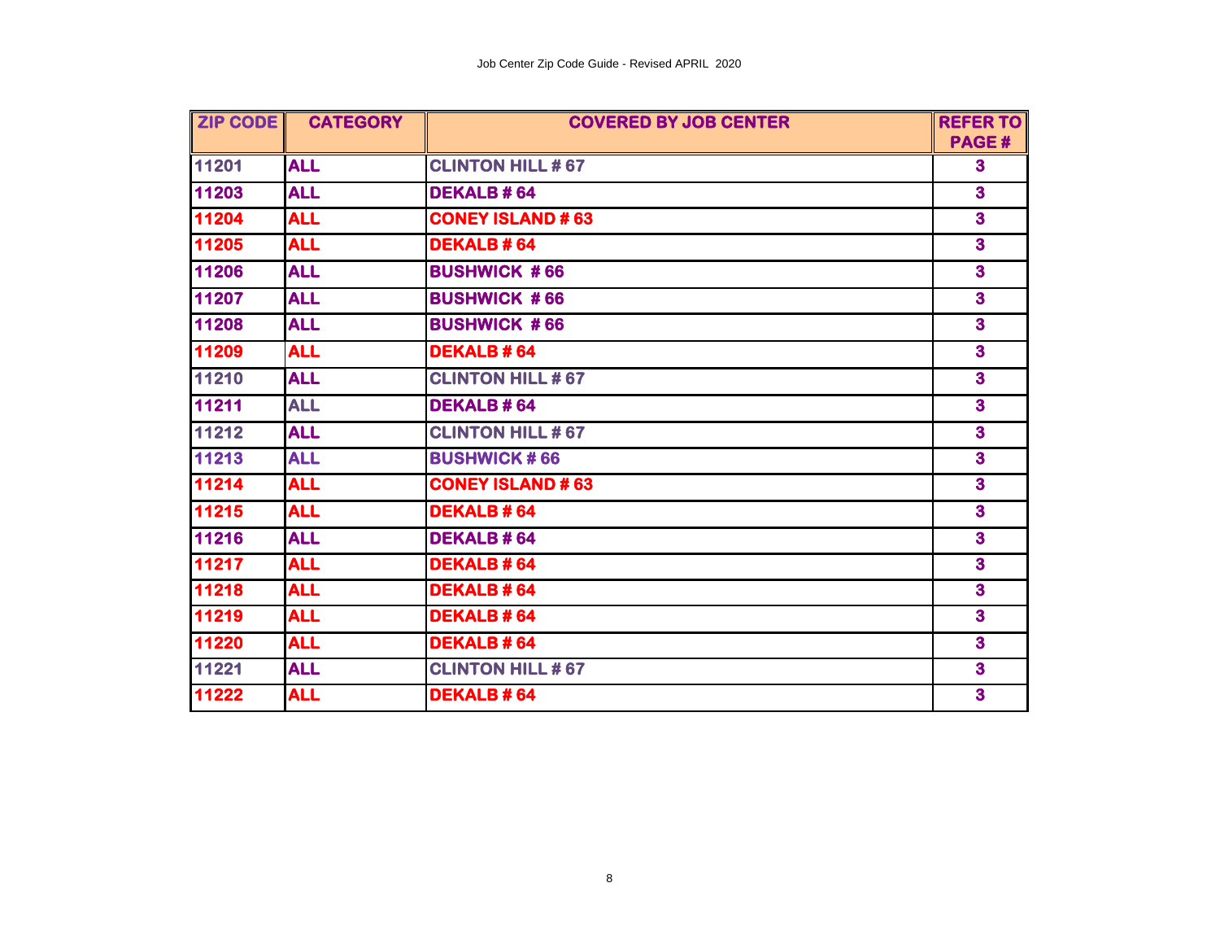| ZIP CODE | CATEGORY | COVERED BY JOB CENTER | REFER TO PAGE # |
|---|---|---|---|
| 11201 | ALL | CLINTON HILL # 67 | 3 |
| 11203 | ALL | DEKALB # 64 | 3 |
| 11204 | ALL | CONEY ISLAND # 63 | 3 |
| 11205 | ALL | DEKALB # 64 | 3 |
| 11206 | ALL | BUSHWICK # 66 | 3 |
| 11207 | ALL | BUSHWICK # 66 | 3 |
| 11208 | ALL | BUSHWICK # 66 | 3 |
| 11209 | ALL | DEKALB # 64 | 3 |
| 11210 | ALL | CLINTON HILL # 67 | 3 |
| 11211 | ALL | DEKALB # 64 | 3 |
| 11212 | ALL | CLINTON HILL # 67 | 3 |
| 11213 | ALL | BUSHWICK # 66 | 3 |
| 11214 | ALL | CONEY ISLAND # 63 | 3 |
| 11215 | ALL | DEKALB # 64 | 3 |
| 11216 | ALL | DEKALB # 64 | 3 |
| 11217 | ALL | DEKALB # 64 | 3 |
| 11218 | ALL | DEKALB # 64 | 3 |
| 11219 | ALL | DEKALB # 64 | 3 |
| 11220 | ALL | DEKALB # 64 | 3 |
| 11221 | ALL | CLINTON HILL # 67 | 3 |
| 11222 | ALL | DEKALB # 64 | 3 |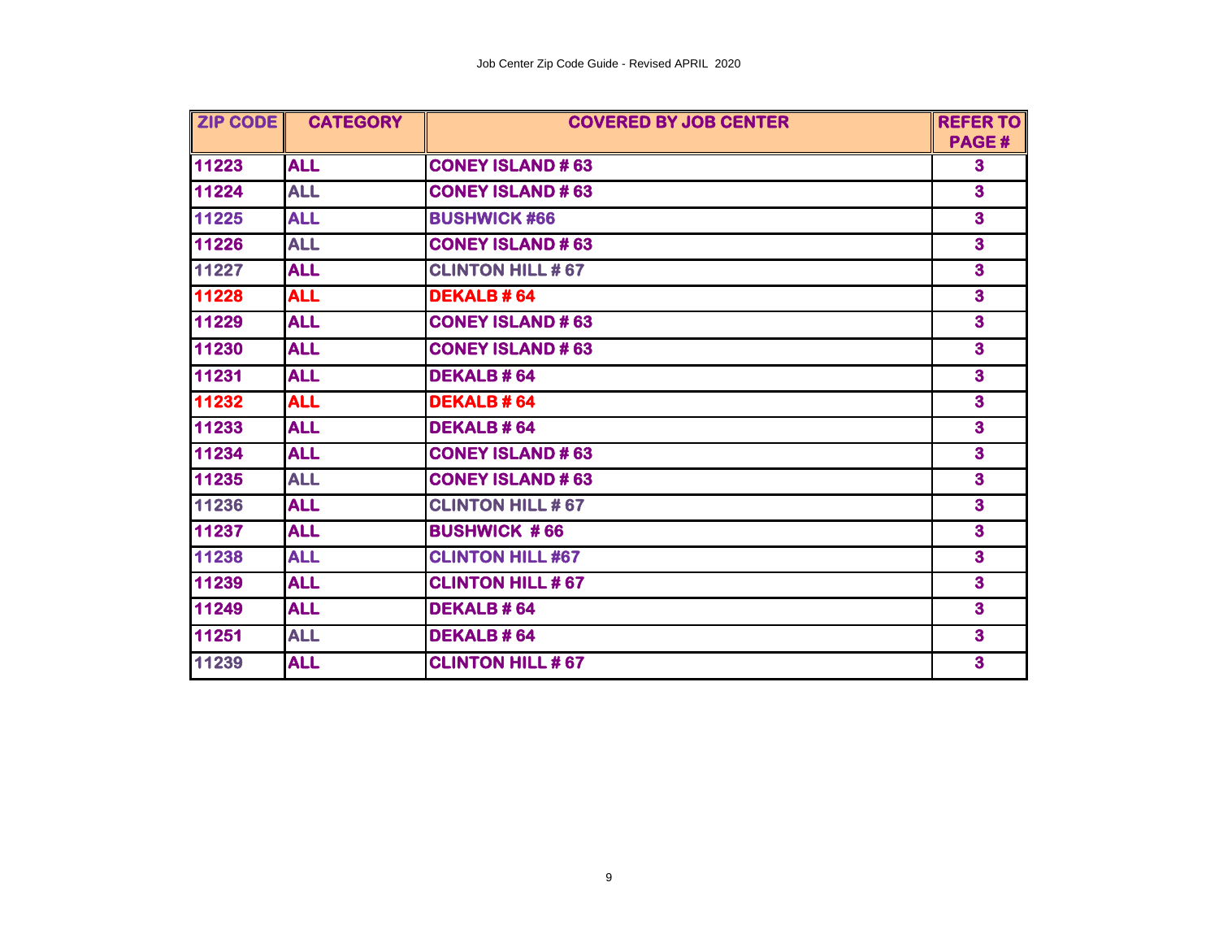| ZIP CODE | CATEGORY | COVERED BY JOB CENTER | REFER TO PAGE # |
|---|---|---|---|
| 11223 | ALL | CONEY ISLAND # 63 | 3 |
| 11224 | ALL | CONEY ISLAND # 63 | 3 |
| 11225 | ALL | BUSHWICK #66 | 3 |
| 11226 | ALL | CONEY ISLAND # 63 | 3 |
| 11227 | ALL | CLINTON HILL # 67 | 3 |
| 11228 | ALL | DEKALB # 64 | 3 |
| 11229 | ALL | CONEY ISLAND # 63 | 3 |
| 11230 | ALL | CONEY ISLAND # 63 | 3 |
| 11231 | ALL | DEKALB # 64 | 3 |
| 11232 | ALL | DEKALB # 64 | 3 |
| 11233 | ALL | DEKALB # 64 | 3 |
| 11234 | ALL | CONEY ISLAND # 63 | 3 |
| 11235 | ALL | CONEY ISLAND # 63 | 3 |
| 11236 | ALL | CLINTON HILL # 67 | 3 |
| 11237 | ALL | BUSHWICK # 66 | 3 |
| 11238 | ALL | CLINTON HILL #67 | 3 |
| 11239 | ALL | CLINTON HILL # 67 | 3 |
| 11249 | ALL | DEKALB # 64 | 3 |
| 11251 | ALL | DEKALB # 64 | 3 |
| 11239 | ALL | CLINTON HILL # 67 | 3 |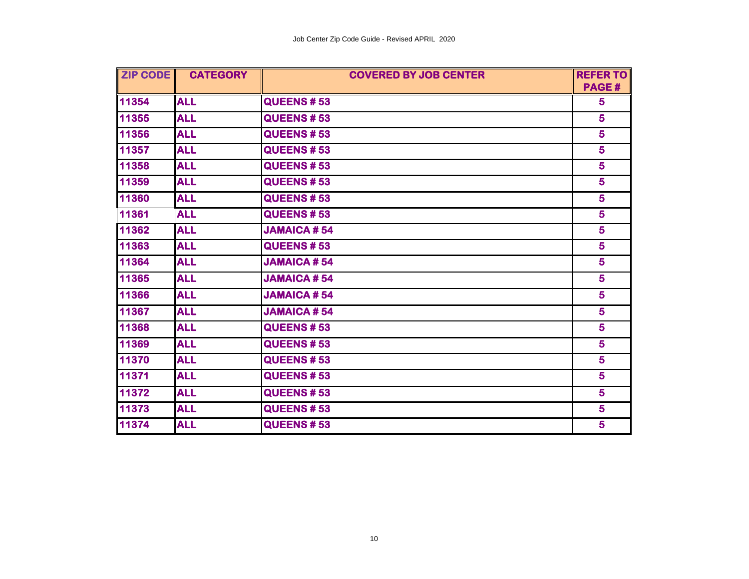| ZIP CODE | CATEGORY | COVERED BY JOB CENTER | REFER TO PAGE # |
|---|---|---|---|
| 11354 | ALL | QUEENS # 53 | 5 |
| 11355 | ALL | QUEENS # 53 | 5 |
| 11356 | ALL | QUEENS # 53 | 5 |
| 11357 | ALL | QUEENS # 53 | 5 |
| 11358 | ALL | QUEENS # 53 | 5 |
| 11359 | ALL | QUEENS # 53 | 5 |
| 11360 | ALL | QUEENS # 53 | 5 |
| 11361 | ALL | QUEENS # 53 | 5 |
| 11362 | ALL | JAMAICA # 54 | 5 |
| 11363 | ALL | QUEENS # 53 | 5 |
| 11364 | ALL | JAMAICA # 54 | 5 |
| 11365 | ALL | JAMAICA # 54 | 5 |
| 11366 | ALL | JAMAICA # 54 | 5 |
| 11367 | ALL | JAMAICA # 54 | 5 |
| 11368 | ALL | QUEENS # 53 | 5 |
| 11369 | ALL | QUEENS # 53 | 5 |
| 11370 | ALL | QUEENS # 53 | 5 |
| 11371 | ALL | QUEENS # 53 | 5 |
| 11372 | ALL | QUEENS # 53 | 5 |
| 11373 | ALL | QUEENS # 53 | 5 |
| 11374 | ALL | QUEENS # 53 | 5 |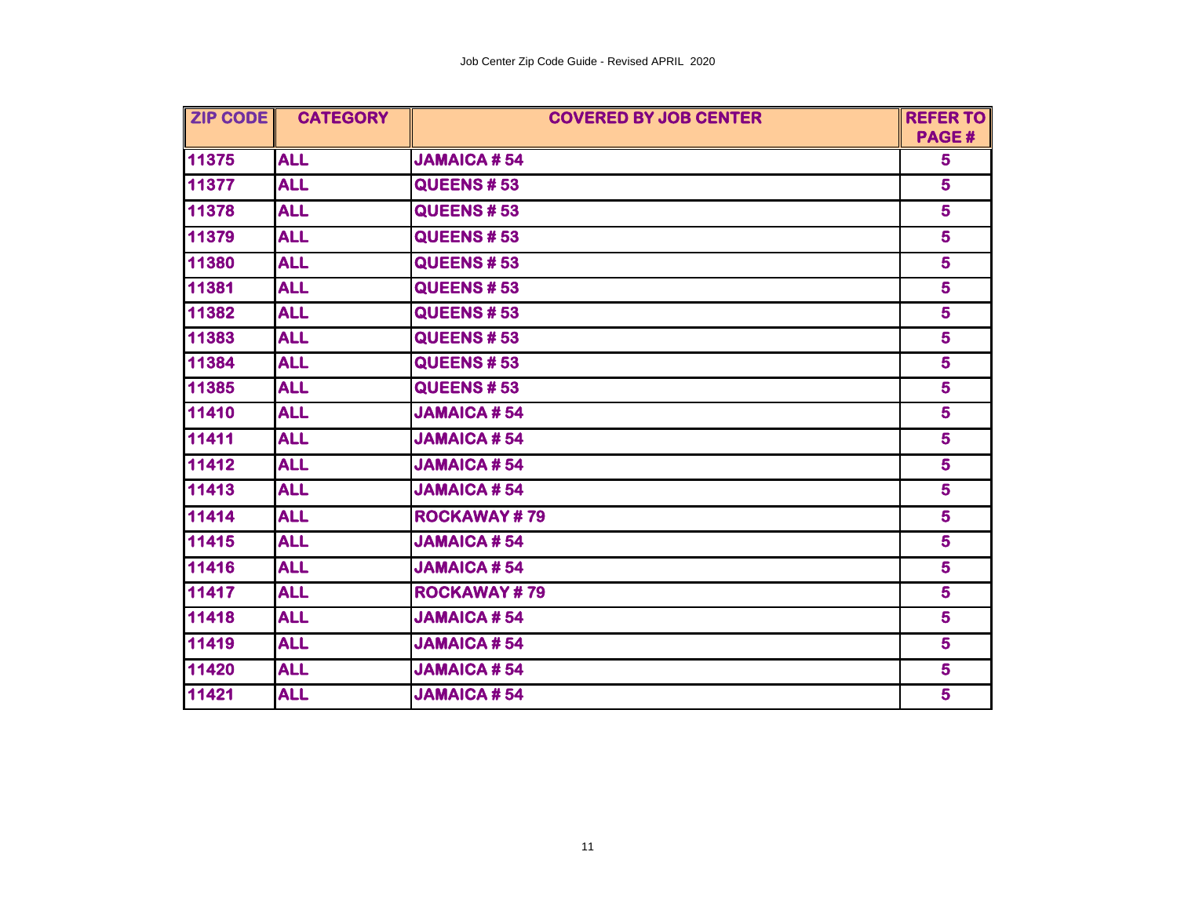| ZIP CODE | CATEGORY | COVERED BY JOB CENTER | REFER TO PAGE # |
|---|---|---|---|
| 11375 | ALL | JAMAICA # 54 | 5 |
| 11377 | ALL | QUEENS # 53 | 5 |
| 11378 | ALL | QUEENS # 53 | 5 |
| 11379 | ALL | QUEENS # 53 | 5 |
| 11380 | ALL | QUEENS # 53 | 5 |
| 11381 | ALL | QUEENS # 53 | 5 |
| 11382 | ALL | QUEENS # 53 | 5 |
| 11383 | ALL | QUEENS # 53 | 5 |
| 11384 | ALL | QUEENS # 53 | 5 |
| 11385 | ALL | QUEENS # 53 | 5 |
| 11410 | ALL | JAMAICA # 54 | 5 |
| 11411 | ALL | JAMAICA # 54 | 5 |
| 11412 | ALL | JAMAICA # 54 | 5 |
| 11413 | ALL | JAMAICA # 54 | 5 |
| 11414 | ALL | ROCKAWAY # 79 | 5 |
| 11415 | ALL | JAMAICA # 54 | 5 |
| 11416 | ALL | JAMAICA # 54 | 5 |
| 11417 | ALL | ROCKAWAY # 79 | 5 |
| 11418 | ALL | JAMAICA # 54 | 5 |
| 11419 | ALL | JAMAICA # 54 | 5 |
| 11420 | ALL | JAMAICA # 54 | 5 |
| 11421 | ALL | JAMAICA # 54 | 5 |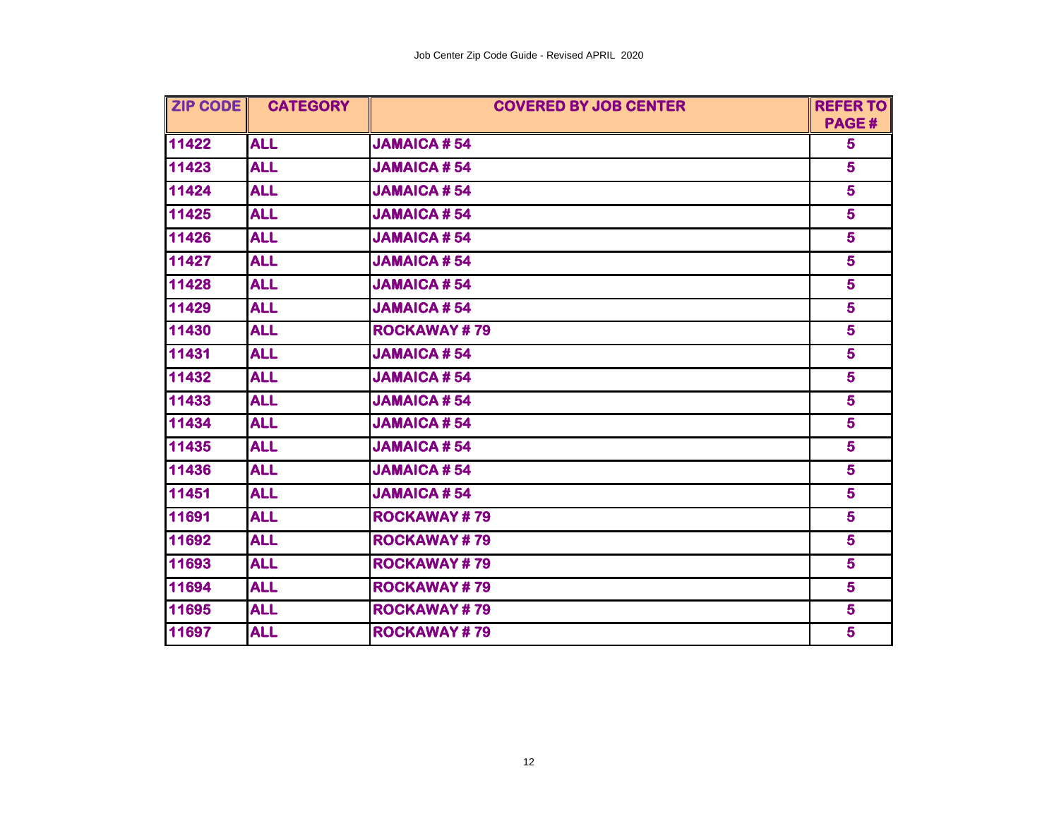| ZIP CODE | CATEGORY | COVERED BY JOB CENTER | REFER TO PAGE # |
|---|---|---|---|
| 11422 | ALL | JAMAICA # 54 | 5 |
| 11423 | ALL | JAMAICA # 54 | 5 |
| 11424 | ALL | JAMAICA # 54 | 5 |
| 11425 | ALL | JAMAICA # 54 | 5 |
| 11426 | ALL | JAMAICA # 54 | 5 |
| 11427 | ALL | JAMAICA # 54 | 5 |
| 11428 | ALL | JAMAICA # 54 | 5 |
| 11429 | ALL | JAMAICA # 54 | 5 |
| 11430 | ALL | ROCKAWAY # 79 | 5 |
| 11431 | ALL | JAMAICA # 54 | 5 |
| 11432 | ALL | JAMAICA # 54 | 5 |
| 11433 | ALL | JAMAICA # 54 | 5 |
| 11434 | ALL | JAMAICA # 54 | 5 |
| 11435 | ALL | JAMAICA # 54 | 5 |
| 11436 | ALL | JAMAICA # 54 | 5 |
| 11451 | ALL | JAMAICA # 54 | 5 |
| 11691 | ALL | ROCKAWAY # 79 | 5 |
| 11692 | ALL | ROCKAWAY # 79 | 5 |
| 11693 | ALL | ROCKAWAY # 79 | 5 |
| 11694 | ALL | ROCKAWAY # 79 | 5 |
| 11695 | ALL | ROCKAWAY # 79 | 5 |
| 11697 | ALL | ROCKAWAY # 79 | 5 |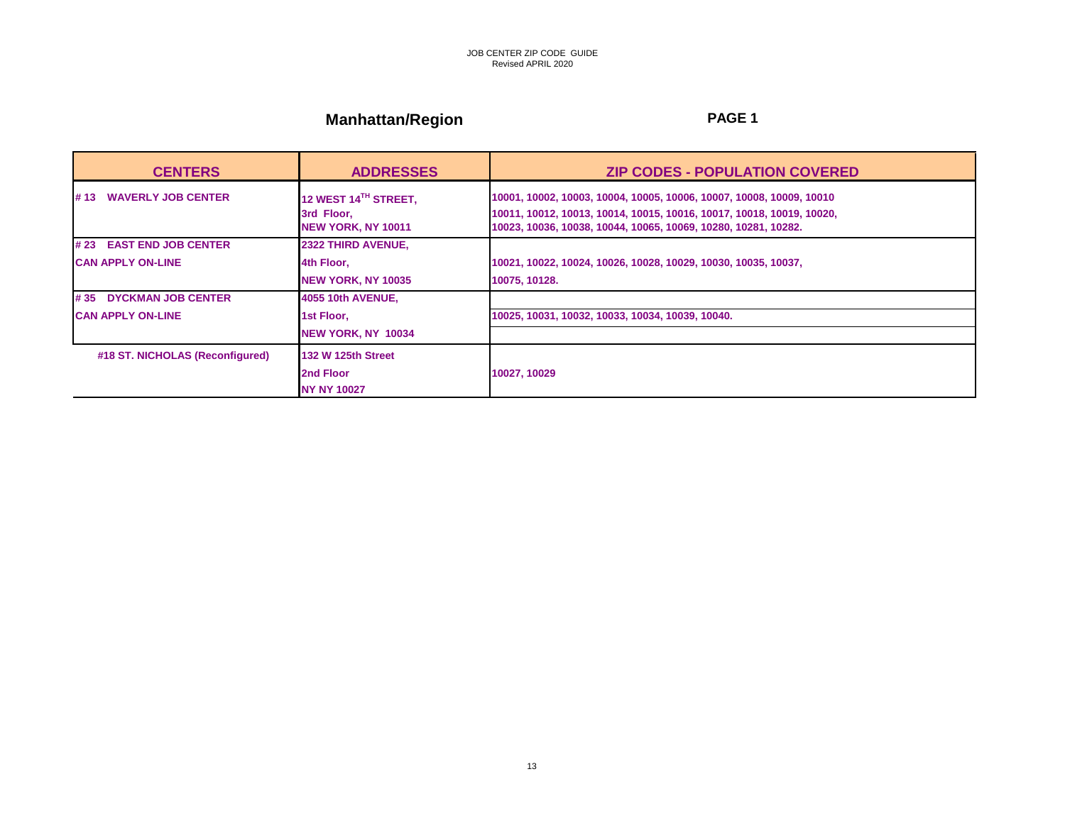JOB CENTER ZIP CODE GUIDE
Revised APRIL 2020

## Manhattan/Region

**PAGE 1**

| CENTERS | ADDRESSES | ZIP CODES - POPULATION COVERED |
| --- | --- | --- |
| **# 13 WAVERLY JOB CENTER** | **12 WEST 14TH STREET, 3rd Floor, NEW YORK, NY 10011** | **10001, 10002, 10003, 10004, 10005, 10006, 10007, 10008, 10009, 10010 10011, 10012, 10013, 10014, 10015, 10016, 10017, 10018, 10019, 10020, 10023, 10036, 10038, 10044, 10065, 10069, 10280, 10281, 10282.** |
| **# 23 EAST END JOB CENTER CAN APPLY ON-LINE** | **2322 THIRD AVENUE, 4th Floor, NEW YORK, NY 10035** | **10021, 10022, 10024, 10026, 10028, 10029, 10030, 10035, 10037, 10075, 10128.** |
| **# 35 DYCKMAN JOB CENTER CAN APPLY ON-LINE** | **4055 10th AVENUE, 1st Floor, NEW YORK, NY 10034** | **10025, 10031, 10032, 10033, 10034, 10039, 10040.** |
| **#18 ST. NICHOLAS (Reconfigured)** | **132 W 125th Street 2nd Floor NY NY 10027** | **10027, 10029** |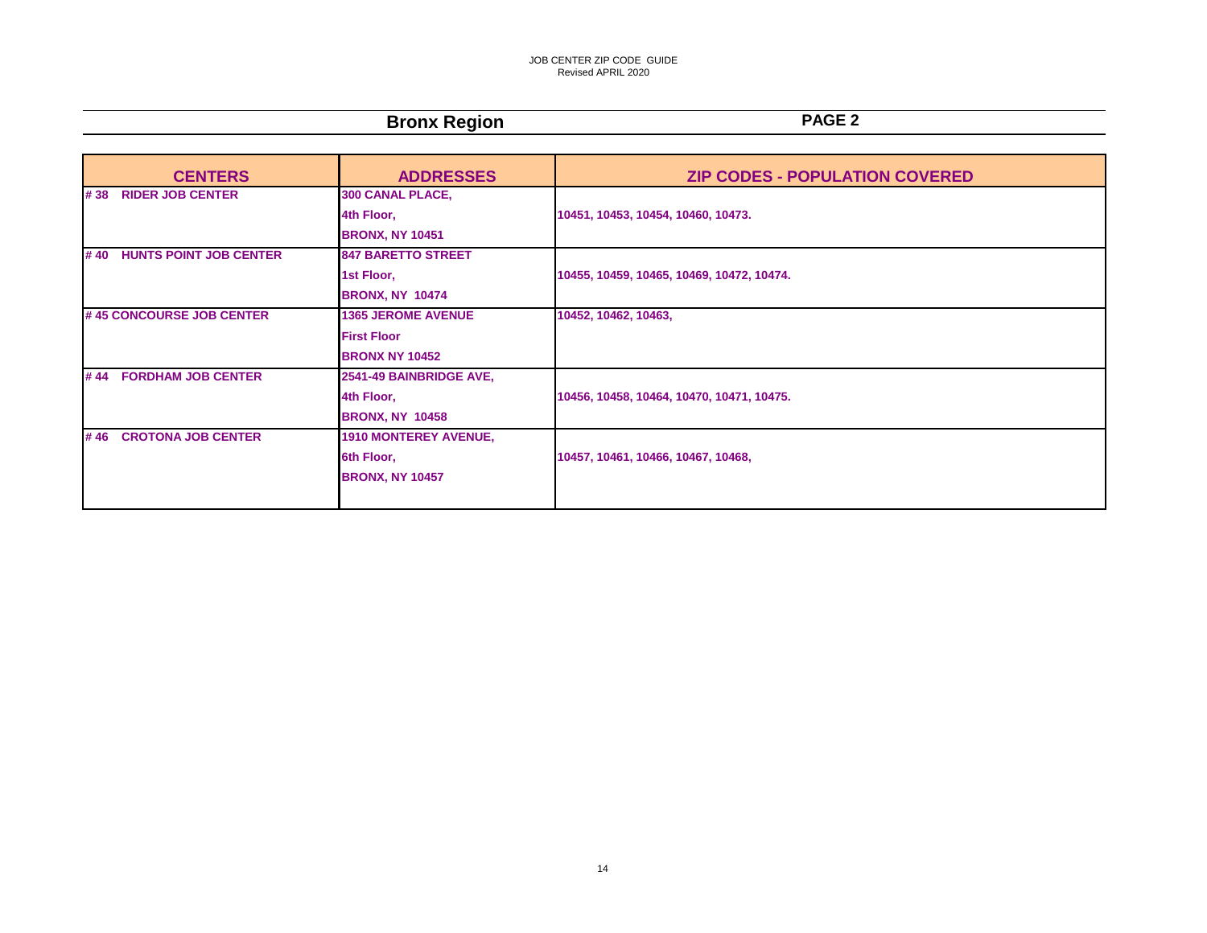JOB CENTER ZIP CODE GUIDE
Revised APRIL 2020

## Bronx Region

**PAGE 2**

| CENTERS | ADDRESSES | ZIP CODES - POPULATION COVERED |
|---|---|---|
| # 38 RIDER JOB CENTER | 300 CANAL PLACE,<br>4th Floor,<br>BRONX, NY 10451 | 10451, 10453, 10454, 10460, 10473. |
| # 40 HUNTS POINT JOB CENTER | 847 BARETTO STREET<br>1st Floor,<br>BRONX, NY 10474 | 10455, 10459, 10465, 10469, 10472, 10474. |
| # 45 CONCOURSE JOB CENTER | 1365 JEROME AVENUE<br>First Floor<br>BRONX NY 10452 | 10452, 10462, 10463, |
| # 44 FORDHAM JOB CENTER | 2541-49 BAINBRIDGE AVE,<br>4th Floor,<br>BRONX, NY 10458 | 10456, 10458, 10464, 10470, 10471, 10475. |
| # 46 CROTONA JOB CENTER | 1910 MONTEREY AVENUE,<br>6th Floor,<br>BRONX, NY 10457 | 10457, 10461, 10466, 10467, 10468, |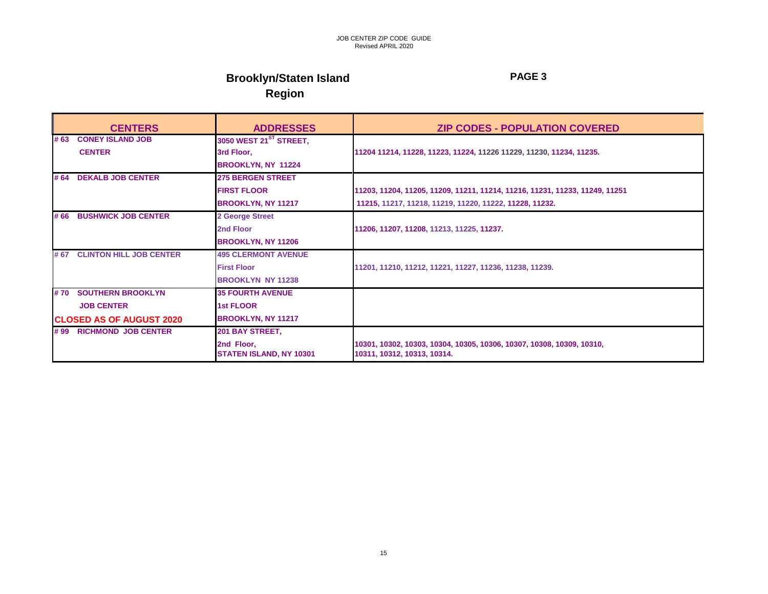JOB CENTER ZIP CODE GUIDE
Revised APRIL 2020

## Brooklyn/Staten Island Region

**PAGE 3**

| CENTERS | ADDRESSES | ZIP CODES - POPULATION COVERED |
|---|---|---|
| # 63 CONEY ISLAND JOB CENTER | 3050 WEST 21ST STREET, 3rd Floor, BROOKLYN, NY 11224 | 11204 11214, 11228, 11223, 11224, 11226 11229, 11230, 11234, 11235. |
| # 64 DEKALB JOB CENTER | 275 BERGEN STREET FIRST FLOOR BROOKLYN, NY 11217 | 11203, 11204, 11205, 11209, 11211, 11214, 11216, 11231, 11233, 11249, 11251 11215, 11217, 11218, 11219, 11220, 11222, 11228, 11232. |
| # 66 BUSHWICK JOB CENTER | 2 George Street 2nd Floor BROOKLYN, NY 11206 | 11206, 11207, 11208, 11213, 11225, 11237. |
| # 67 CLINTON HILL JOB CENTER | 495 CLERMONT AVENUE First Floor BROOKLYN NY 11238 | 11201, 11210, 11212, 11221, 11227, 11236, 11238, 11239. |
| # 70 SOUTHERN BROOKLYN JOB CENTER **CLOSED AS OF AUGUST 2020** | 35 FOURTH AVENUE 1st FLOOR BROOKLYN, NY 11217 | |
| # 99 RICHMOND JOB CENTER | 201 BAY STREET, 2nd Floor, STATEN ISLAND, NY 10301 | 10301, 10302, 10303, 10304, 10305, 10306, 10307, 10308, 10309, 10310, 10311, 10312, 10313, 10314. |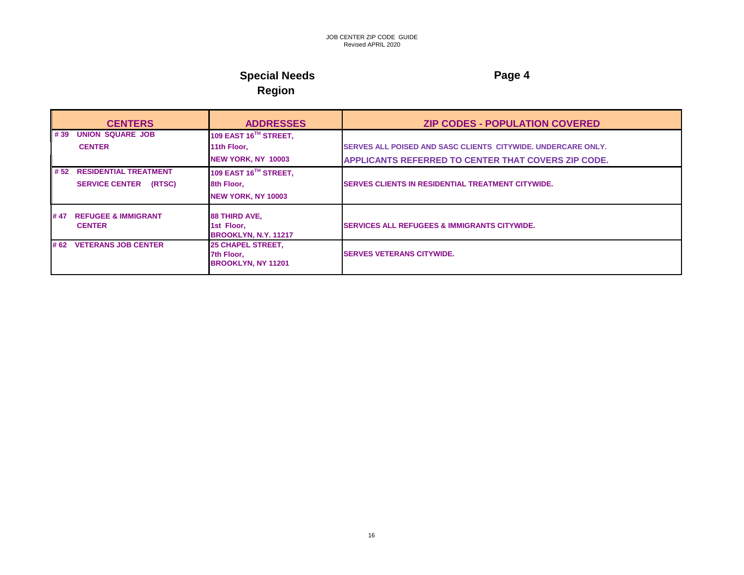JOB CENTER ZIP CODE GUIDE
Revised APRIL 2020

## Special Needs Region

Page 4

| CENTERS | ADDRESSES | ZIP CODES - POPULATION COVERED |
|---|---|---|
| # 39 UNION SQUARE JOB CENTER | 109 EAST 16TH STREET, 11th Floor, NEW YORK, NY 10003 | SERVES ALL POISED AND SASC CLIENTS CITYWIDE. UNDERCARE ONLY. APPLICANTS REFERRED TO CENTER THAT COVERS ZIP CODE. |
| # 52 RESIDENTIAL TREATMENT SERVICE CENTER (RTSC) | 109 EAST 16TH STREET, 8th Floor, NEW YORK, NY 10003 | SERVES CLIENTS IN RESIDENTIAL TREATMENT CITYWIDE. |
| # 47 REFUGEE & IMMIGRANT CENTER | 88 THIRD AVE, 1st Floor, BROOKLYN, N.Y. 11217 | SERVICES ALL REFUGEES & IMMIGRANTS CITYWIDE. |
| # 62 VETERANS JOB CENTER | 25 CHAPEL STREET, 7th Floor, BROOKLYN, NY 11201 | SERVES VETERANS CITYWIDE. |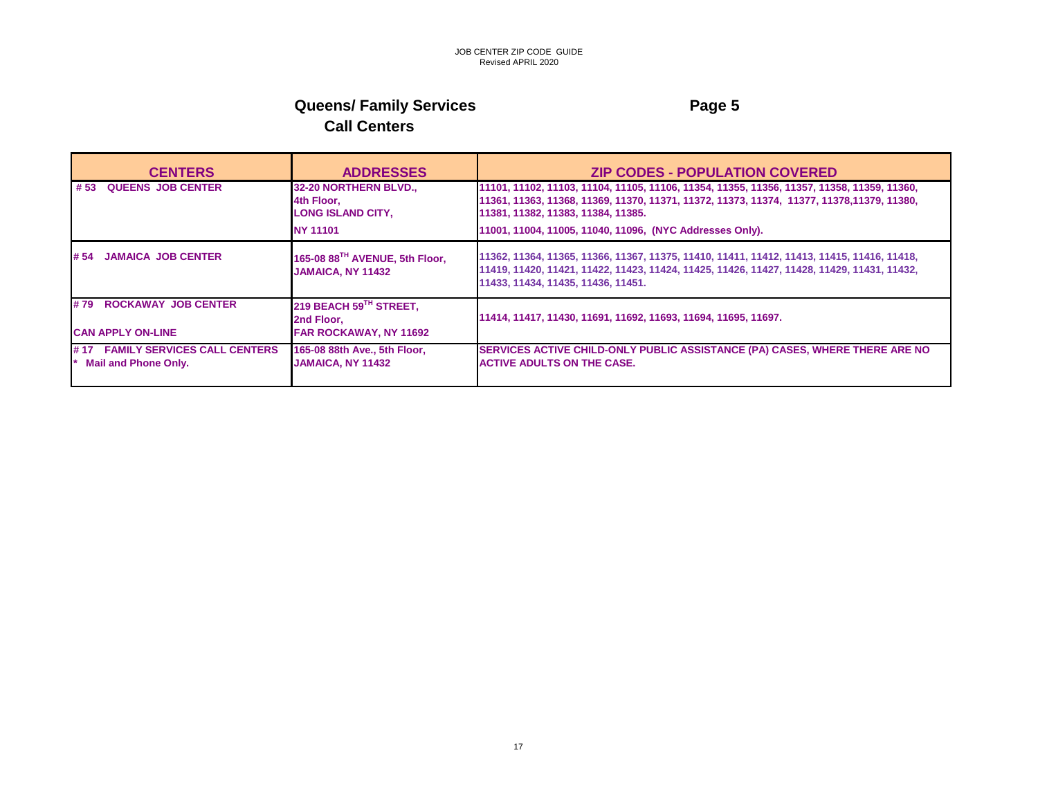JOB CENTER ZIP CODE GUIDE
Revised APRIL 2020

## Queens/ Family Services Call Centers

Page 5

| CENTERS | ADDRESSES | ZIP CODES - POPULATION COVERED |
|---|---|---|
| # 53 QUEENS JOB CENTER | 32-20 NORTHERN BLVD., 4th Floor, LONG ISLAND CITY, NY 11101 | 11101, 11102, 11103, 11104, 11105, 11106, 11354, 11355, 11356, 11357, 11358, 11359, 11360, 11361, 11363, 11368, 11369, 11370, 11371, 11372, 11373, 11374, 11377, 11378,11379, 11380, 11381, 11382, 11383, 11384, 11385. 11001, 11004, 11005, 11040, 11096, (NYC Addresses Only). |
| # 54 JAMAICA JOB CENTER | 165-08 88TH AVENUE, 5th Floor, JAMAICA, NY 11432 | 11362, 11364, 11365, 11366, 11367, 11375, 11410, 11411, 11412, 11413, 11415, 11416, 11418, 11419, 11420, 11421, 11422, 11423, 11424, 11425, 11426, 11427, 11428, 11429, 11431, 11432, 11433, 11434, 11435, 11436, 11451. |
| # 79 ROCKAWAY JOB CENTER<br>CAN APPLY ON-LINE | 219 BEACH 59TH STREET, 2nd Floor, FAR ROCKAWAY, NY 11692 | 11414, 11417, 11430, 11691, 11692, 11693, 11694, 11695, 11697. |
| # 17 FAMILY SERVICES CALL CENTERS<br>* Mail and Phone Only. | 165-08 88th Ave., 5th Floor, JAMAICA, NY 11432 | SERVICES ACTIVE CHILD-ONLY PUBLIC ASSISTANCE (PA) CASES, WHERE THERE ARE NO ACTIVE ADULTS ON THE CASE. |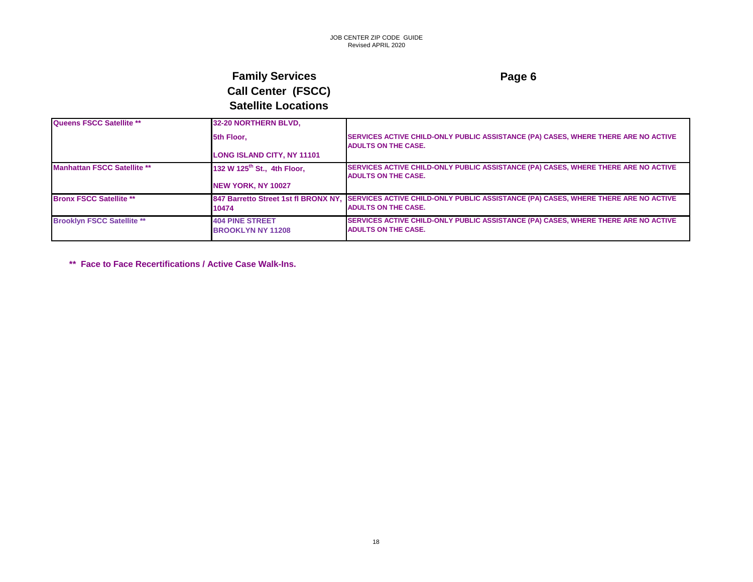# Family Services Call Center (FSCC) Satellite Locations

Page 6

| | | |
|---|---|---|
| **Queens FSCC Satellite \*\*** | **32-20 NORTHERN BLVD, 5th Floor, LONG ISLAND CITY, NY 11101** | **SERVICES ACTIVE CHILD-ONLY PUBLIC ASSISTANCE (PA) CASES, WHERE THERE ARE NO ACTIVE ADULTS ON THE CASE.** |
| **Manhattan FSCC Satellite \*\*** | **132 W 125th St., 4th Floor, NEW YORK, NY 10027** | **SERVICES ACTIVE CHILD-ONLY PUBLIC ASSISTANCE (PA) CASES, WHERE THERE ARE NO ACTIVE ADULTS ON THE CASE.** |
| **Bronx FSCC Satellite \*\*** | **847 Barretto Street 1st fl BRONX NY, 10474** | **SERVICES ACTIVE CHILD-ONLY PUBLIC ASSISTANCE (PA) CASES, WHERE THERE ARE NO ACTIVE ADULTS ON THE CASE.** |
| **Brooklyn FSCC Satellite \*\*** | **404 PINE STREET BROOKLYN NY 11208** | **SERVICES ACTIVE CHILD-ONLY PUBLIC ASSISTANCE (PA) CASES, WHERE THERE ARE NO ACTIVE ADULTS ON THE CASE.** |

**\*\* Face to Face Recertifications / Active Case Walk-Ins.**